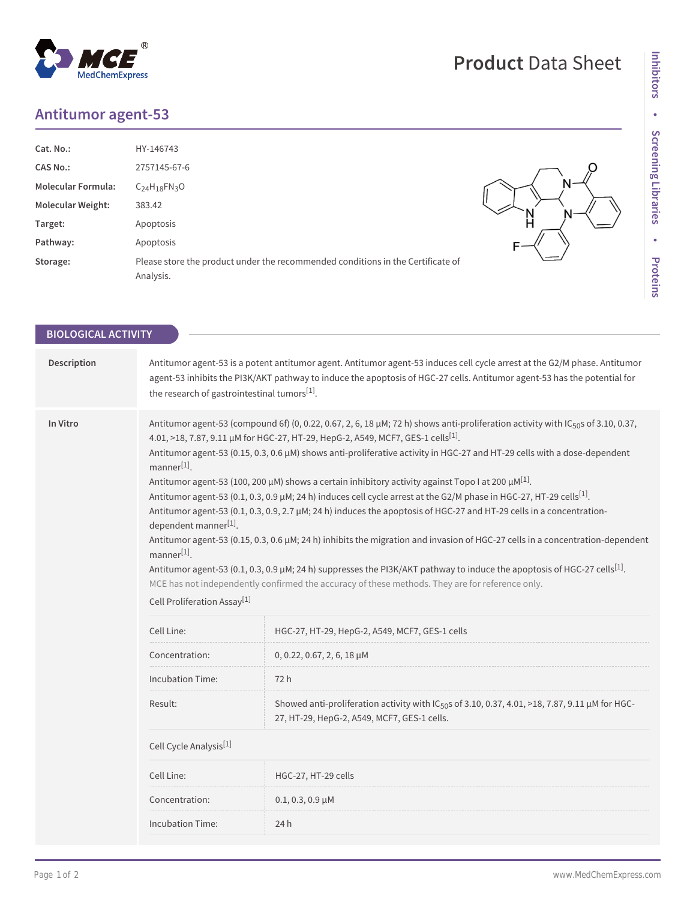# Antitumor agent-53

| | |
|---|---|
| **Cat. No.:** | HY-146743 |
| **CAS No.:** | 2757145-67-6 |
| **Molecular Formula:** | $C_{24}H_{18}FN_3O$ |
| **Molecular Weight:** | 383.42 |
| **Target:** | Apoptosis |
| **Pathway:** | Apoptosis |
| **Storage:** | Please store the product under the recommended conditions in the Certificate of Analysis. |

## BIOLOGICAL ACTIVITY

**Description**

Antitumor agent-53 is a potent antitumor agent. Antitumor agent-53 induces cell cycle arrest at the G2/M phase. Antitumor agent-53 inhibits the PI3K/AKT pathway to induce the apoptosis of HGC-27 cells. Antitumor agent-53 has the potential for the research of gastrointestinal tumors[1].

**In Vitro**

Antitumor agent-53 (compound 6f) (0, 0.22, 0.67, 2, 6, 18 μM; 72 h) shows anti-proliferation activity with $IC_{50}$s of 3.10, 0.37, 4.01, >18, 7.87, 9.11 μM for HGC-27, HT-29, HepG-2, A549, MCF7, GES-1 cells[1].

Antitumor agent-53 (0.15, 0.3, 0.6 μM) shows anti-proliferative activity in HGC-27 and HT-29 cells with a dose-dependent manner[1].

Antitumor agent-53 (100, 200 μM) shows a certain inhibitory activity against Topo I at 200 μM[1].

Antitumor agent-53 (0.1, 0.3, 0.9 μM; 24 h) induces cell cycle arrest at the G2/M phase in HGC-27, HT-29 cells[1].

Antitumor agent-53 (0.1, 0.3, 0.9, 2.7 μM; 24 h) induces the apoptosis of HGC-27 and HT-29 cells in a concentration-dependent manner[1].

Antitumor agent-53 (0.15, 0.3, 0.6 μM; 24 h) inhibits the migration and invasion of HGC-27 cells in a concentration-dependent manner[1].

Antitumor agent-53 (0.1, 0.3, 0.9 μM; 24 h) suppresses the PI3K/AKT pathway to induce the apoptosis of HGC-27 cells[1].

MCE has not independently confirmed the accuracy of these methods. They are for reference only.

Cell Proliferation Assay[1]

| | |
|---|---|
| Cell Line: | HGC-27, HT-29, HepG-2, A549, MCF7, GES-1 cells |
| Concentration: | 0, 0.22, 0.67, 2, 6, 18 μM |
| Incubation Time: | 72 h |
| Result: | Showed anti-proliferation activity with $IC_{50}$s of 3.10, 0.37, 4.01, >18, 7.87, 9.11 μM for HGC-27, HT-29, HepG-2, A549, MCF7, GES-1 cells. |

Cell Cycle Analysis[1]

| | |
|---|---|
| Cell Line: | HGC-27, HT-29 cells |
| Concentration: | 0.1, 0.3, 0.9 μM |
| Incubation Time: | 24 h |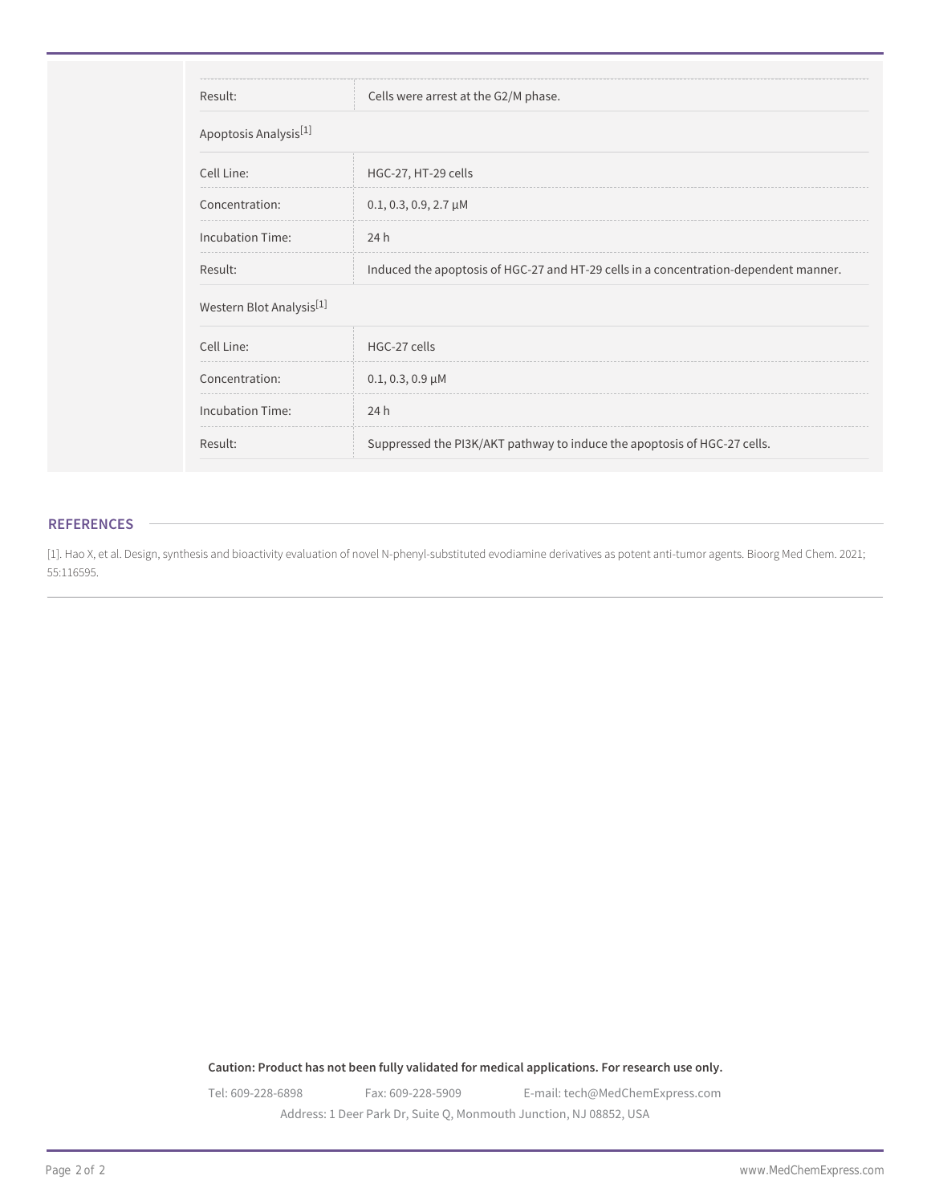| | |
|---|---|
| Result: | Cells were arrest at the G2/M phase. |

Apoptosis Analysis[1]

| | |
|---|---|
| Cell Line: | HGC-27, HT-29 cells |
| Concentration: | 0.1, 0.3, 0.9, 2.7 μM |
| Incubation Time: | 24 h |
| Result: | Induced the apoptosis of HGC-27 and HT-29 cells in a concentration-dependent manner. |

Western Blot Analysis[1]

| | |
|---|---|
| Cell Line: | HGC-27 cells |
| Concentration: | 0.1, 0.3, 0.9 μM |
| Incubation Time: | 24 h |
| Result: | Suppressed the PI3K/AKT pathway to induce the apoptosis of HGC-27 cells. |

## REFERENCES

[1]. Hao X, et al. Design, synthesis and bioactivity evaluation of novel N-phenyl-substituted evodiamine derivatives as potent anti-tumor agents. Bioorg Med Chem. 2021; 55:116595.

**Caution: Product has not been fully validated for medical applications. For research use only.**

Tel: 609-228-6898 Fax: 609-228-5909 E-mail: tech@MedChemExpress.com

Address: 1 Deer Park Dr, Suite Q, Monmouth Junction, NJ 08852, USA